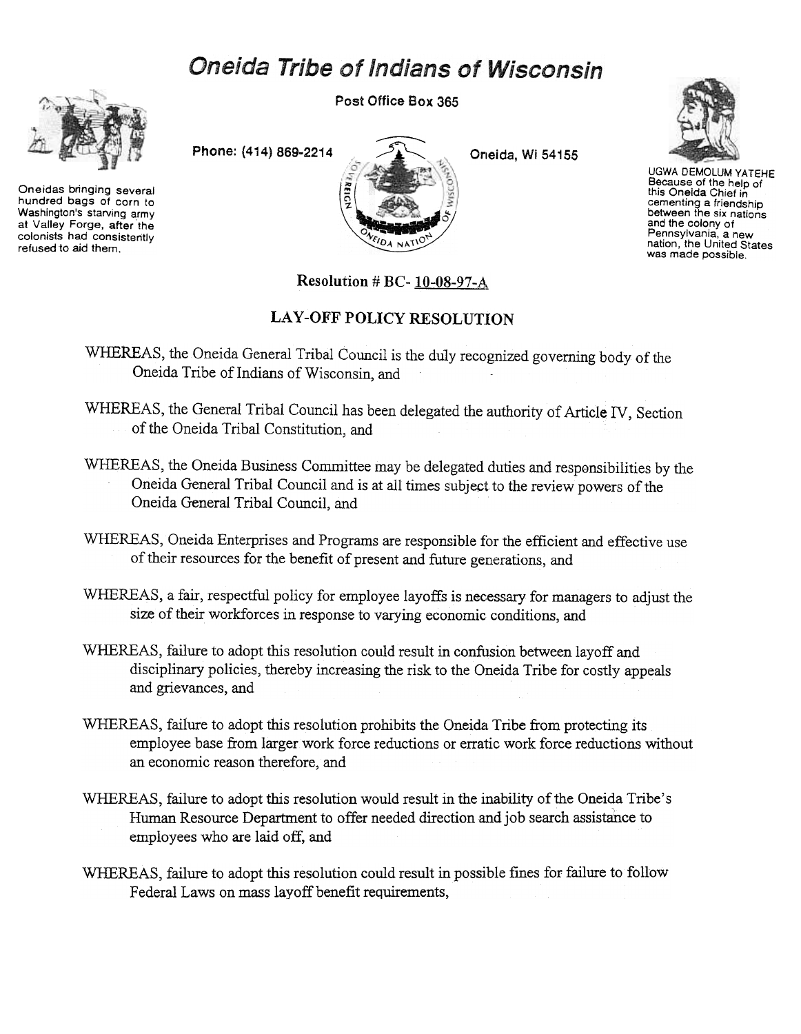# Oneida Tribe of Indians of Wisconsin

Post Office Box 365

Phone: (414) 869-2214 Oneida, Wi 54155

Oneidas bringing several hundred bags of corn to Washington's starving army at Valley Forge, after the colonists had consistently refused to aid them.

UGWA DEMOLUM YATEHE
Because of the help of this Oneida Chief in cementing a friendship between the six nations and the colony of Pennsylvania, a new nation, the United States was made possible.

## Resolution # BC- 10-08-97-A

## LAY-OFF POLICY RESOLUTION

WHEREAS, the Oneida General Tribal Council is the duly recognized governing body of the Oneida Tribe of Indians of Wisconsin, and

WHEREAS, the General Tribal Council has been delegated the authority of Article IV, Section of the Oneida Tribal Constitution, and

WHEREAS, the Oneida Business Committee may be delegated duties and responsibilities by the Oneida General Tribal Council and is at all times subject to the review powers of the Oneida General Tribal Council, and

WHEREAS, Oneida Enterprises and Programs are responsible for the efficient and effective use of their resources for the benefit of present and future generations, and

WHEREAS, a fair, respectful policy for employee layoffs is necessary for managers to adjust the size of their workforces in response to varying economic conditions, and

WHEREAS, failure to adopt this resolution could result in confusion between layoff and disciplinary policies, thereby increasing the risk to the Oneida Tribe for costly appeals and grievances, and

WHEREAS, failure to adopt this resolution prohibits the Oneida Tribe from protecting its employee base from larger work force reductions or erratic work force reductions without an economic reason therefore, and

WHEREAS, failure to adopt this resolution would result in the inability of the Oneida Tribe's Human Resource Department to offer needed direction and job search assistance to employees who are laid off, and

WHEREAS, failure to adopt this resolution could result in possible fines for failure to follow Federal Laws on mass layoff benefit requirements,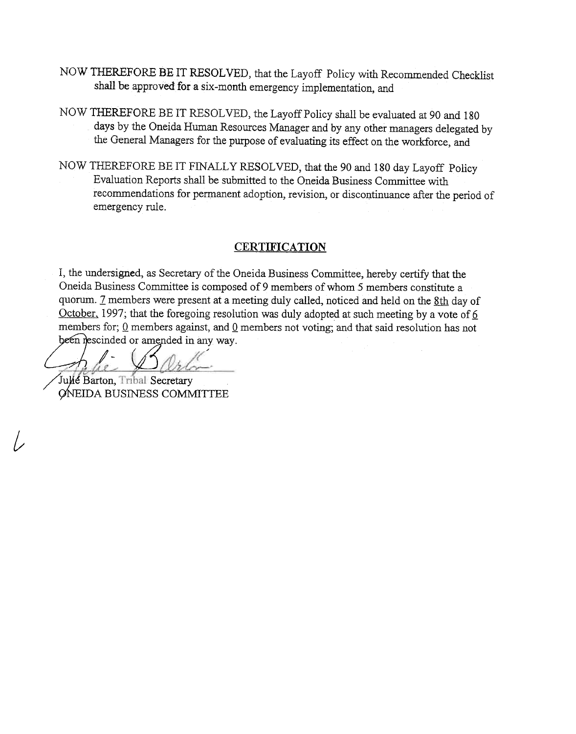NOW THEREFORE BE IT RESOLVED, that the Layoff Policy with Recommended Checklist shall be approved for a six-month emergency implementation, and

NOW THEREFORE BE IT RESOLVED, the Layoff Policy shall be evaluated at 90 and 180 days by the Oneida Human Resources Manager and by any other managers delegated by the General Managers for the purpose of evaluating its effect on the workforce, and

NOW THEREFORE BE IT FINALLY RESOLVED, that the 90 and 180 day Layoff Policy Evaluation Reports shall be submitted to the Oneida Business Committee with recommendations for permanent adoption, revision, or discontinuance after the period of emergency rule.

## CERTIFICATION

I, the undersigned, as Secretary of the Oneida Business Committee, hereby certify that the Oneida Business Committee is composed of 9 members of whom 5 members constitute a quorum. 7 members were present at a meeting duly called, noticed and held on the 8th day of October, 1997; that the foregoing resolution was duly adopted at such meeting by a vote of 6 members for; 0 members against, and 0 members not voting; and that said resolution has not been rescinded or amended in any way.

Julie Barton, Tribal Secretary
ONEIDA BUSINESS COMMITTEE